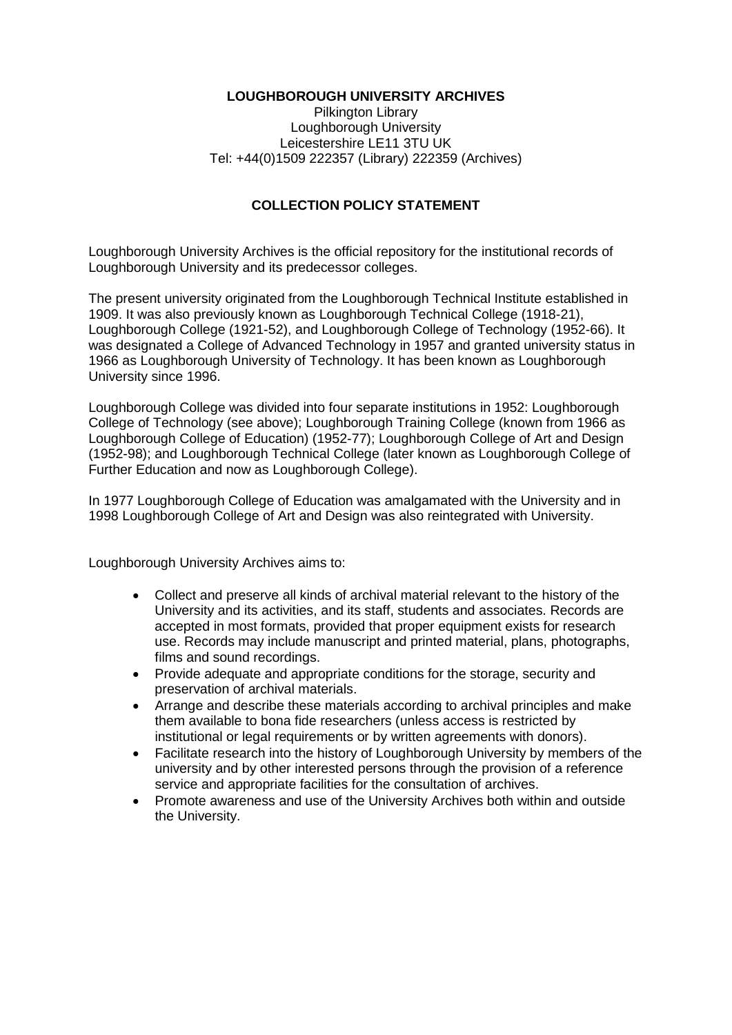**LOUGHBOROUGH UNIVERSITY ARCHIVES**

Pilkington Library
Loughborough University
Leicestershire LE11 3TU UK
Tel: +44(0)1509 222357 (Library) 222359 (Archives)

**COLLECTION POLICY STATEMENT**

Loughborough University Archives is the official repository for the institutional records of Loughborough University and its predecessor colleges.

The present university originated from the Loughborough Technical Institute established in 1909. It was also previously known as Loughborough Technical College (1918-21), Loughborough College (1921-52), and Loughborough College of Technology (1952-66). It was designated a College of Advanced Technology in 1957 and granted university status in 1966 as Loughborough University of Technology. It has been known as Loughborough University since 1996.

Loughborough College was divided into four separate institutions in 1952: Loughborough College of Technology (see above); Loughborough Training College (known from 1966 as Loughborough College of Education) (1952-77); Loughborough College of Art and Design (1952-98); and Loughborough Technical College (later known as Loughborough College of Further Education and now as Loughborough College).

In 1977 Loughborough College of Education was amalgamated with the University and in 1998 Loughborough College of Art and Design was also reintegrated with University.

Loughborough University Archives aims to:

- Collect and preserve all kinds of archival material relevant to the history of the University and its activities, and its staff, students and associates. Records are accepted in most formats, provided that proper equipment exists for research use. Records may include manuscript and printed material, plans, photographs, films and sound recordings.
- Provide adequate and appropriate conditions for the storage, security and preservation of archival materials.
- Arrange and describe these materials according to archival principles and make them available to bona fide researchers (unless access is restricted by institutional or legal requirements or by written agreements with donors).
- Facilitate research into the history of Loughborough University by members of the university and by other interested persons through the provision of a reference service and appropriate facilities for the consultation of archives.
- Promote awareness and use of the University Archives both within and outside the University.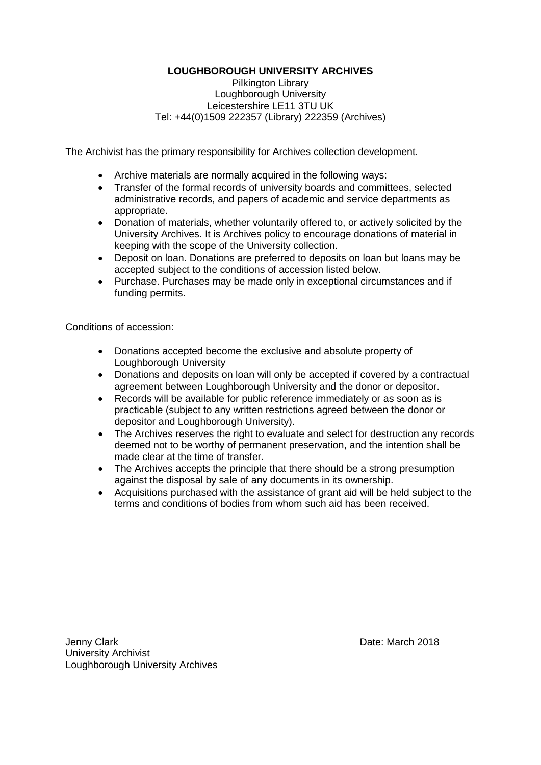**LOUGHBOROUGH UNIVERSITY ARCHIVES**
Pilkington Library
Loughborough University
Leicestershire LE11 3TU UK
Tel: +44(0)1509 222357 (Library) 222359 (Archives)

The Archivist has the primary responsibility for Archives collection development.

- Archive materials are normally acquired in the following ways:
- Transfer of the formal records of university boards and committees, selected administrative records, and papers of academic and service departments as appropriate.
- Donation of materials, whether voluntarily offered to, or actively solicited by the University Archives. It is Archives policy to encourage donations of material in keeping with the scope of the University collection.
- Deposit on loan. Donations are preferred to deposits on loan but loans may be accepted subject to the conditions of accession listed below.
- Purchase. Purchases may be made only in exceptional circumstances and if funding permits.

Conditions of accession:

- Donations accepted become the exclusive and absolute property of Loughborough University
- Donations and deposits on loan will only be accepted if covered by a contractual agreement between Loughborough University and the donor or depositor.
- Records will be available for public reference immediately or as soon as is practicable (subject to any written restrictions agreed between the donor or depositor and Loughborough University).
- The Archives reserves the right to evaluate and select for destruction any records deemed not to be worthy of permanent preservation, and the intention shall be made clear at the time of transfer.
- The Archives accepts the principle that there should be a strong presumption against the disposal by sale of any documents in its ownership.
- Acquisitions purchased with the assistance of grant aid will be held subject to the terms and conditions of bodies from whom such aid has been received.

Jenny Clark
University Archivist
Loughborough University Archives

Date: March 2018